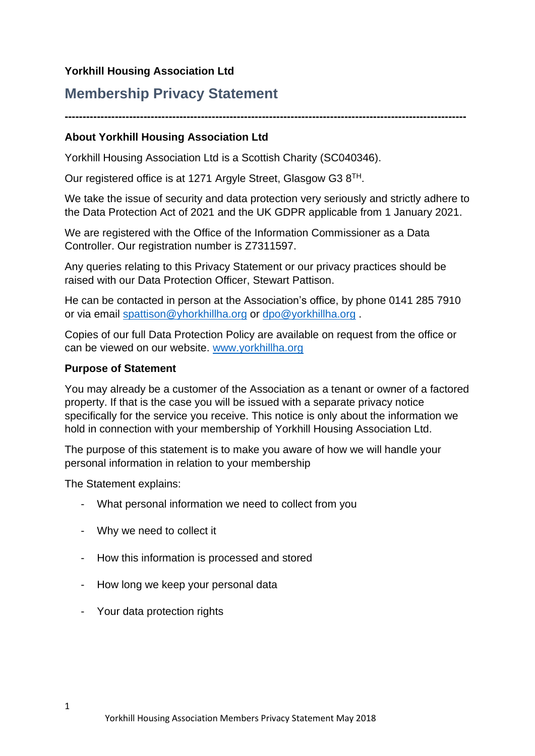**Yorkhill Housing Association Ltd**

# Membership Privacy Statement

---

**About Yorkhill Housing Association Ltd**

Yorkhill Housing Association Ltd is a Scottish Charity (SC040346).

Our registered office is at 1271 Argyle Street, Glasgow G3 8TH.

We take the issue of security and data protection very seriously and strictly adhere to the Data Protection Act of 2021 and the UK GDPR applicable from 1 January 2021.

We are registered with the Office of the Information Commissioner as a Data Controller. Our registration number is Z7311597.

Any queries relating to this Privacy Statement or our privacy practices should be raised with our Data Protection Officer, Stewart Pattison.

He can be contacted in person at the Association's office, by phone 0141 285 7910 or via email spattison@yhorkhillha.org or dpo@yorkhillha.org .

Copies of our full Data Protection Policy are available on request from the office or can be viewed on our website. www.yorkhillha.org

**Purpose of Statement**

You may already be a customer of the Association as a tenant or owner of a factored property. If that is the case you will be issued with a separate privacy notice specifically for the service you receive. This notice is only about the information we hold in connection with your membership of Yorkhill Housing Association Ltd.

The purpose of this statement is to make you aware of how we will handle your personal information in relation to your membership

The Statement explains:

- What personal information we need to collect from you
- Why we need to collect it
- How this information is processed and stored
- How long we keep your personal data
- Your data protection rights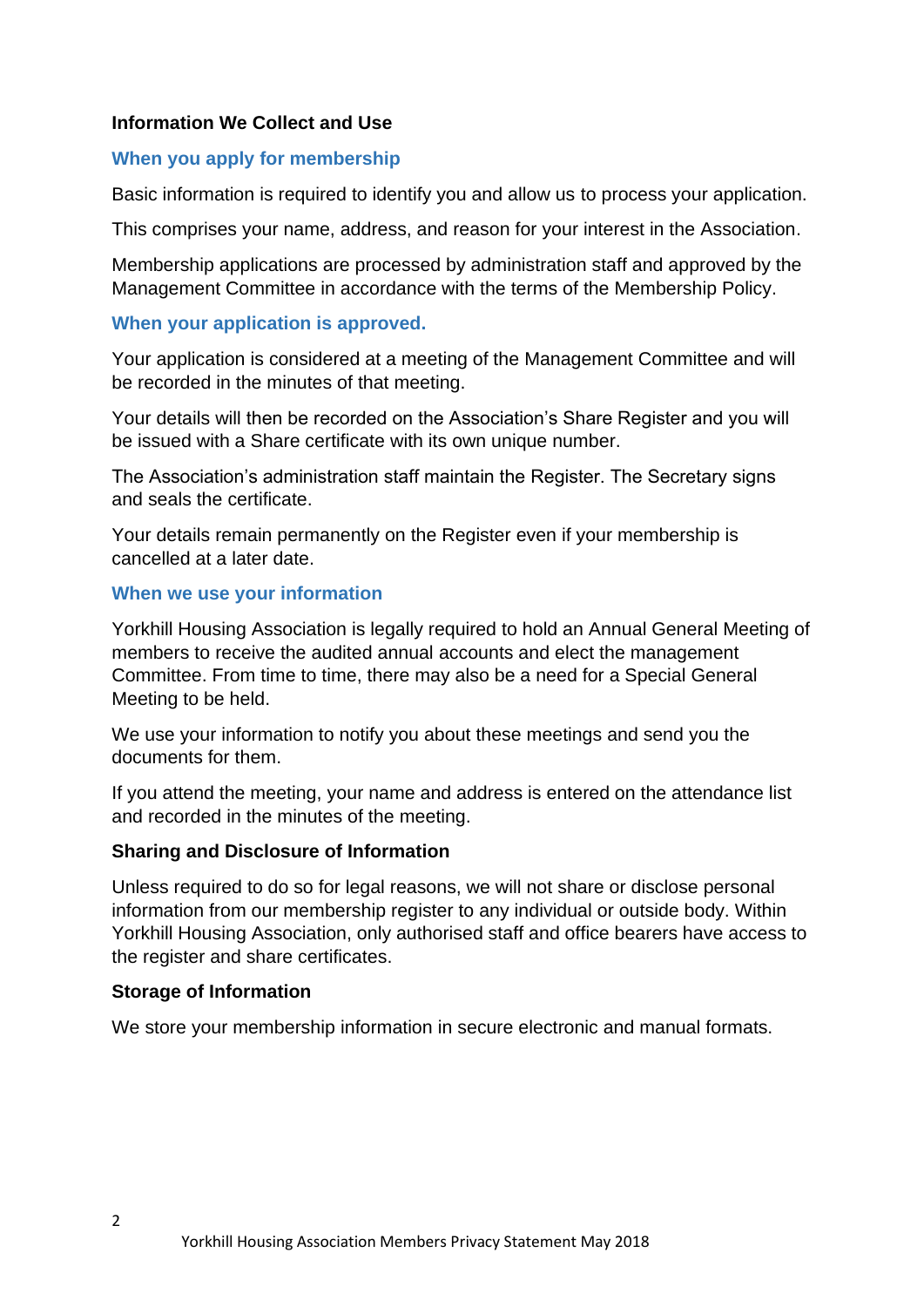## Information We Collect and Use

### When you apply for membership

Basic information is required to identify you and allow us to process your application.

This comprises your name, address, and reason for your interest in the Association.

Membership applications are processed by administration staff and approved by the Management Committee in accordance with the terms of the Membership Policy.

### When your application is approved.

Your application is considered at a meeting of the Management Committee and will be recorded in the minutes of that meeting.

Your details will then be recorded on the Association's Share Register and you will be issued with a Share certificate with its own unique number.

The Association's administration staff maintain the Register. The Secretary signs and seals the certificate.

Your details remain permanently on the Register even if your membership is cancelled at a later date.

### When we use your information

Yorkhill Housing Association is legally required to hold an Annual General Meeting of members to receive the audited annual accounts and elect the management Committee. From time to time, there may also be a need for a Special General Meeting to be held.

We use your information to notify you about these meetings and send you the documents for them.

If you attend the meeting, your name and address is entered on the attendance list and recorded in the minutes of the meeting.

## Sharing and Disclosure of Information

Unless required to do so for legal reasons, we will not share or disclose personal information from our membership register to any individual or outside body. Within Yorkhill Housing Association, only authorised staff and office bearers have access to the register and share certificates.

## Storage of Information

We store your membership information in secure electronic and manual formats.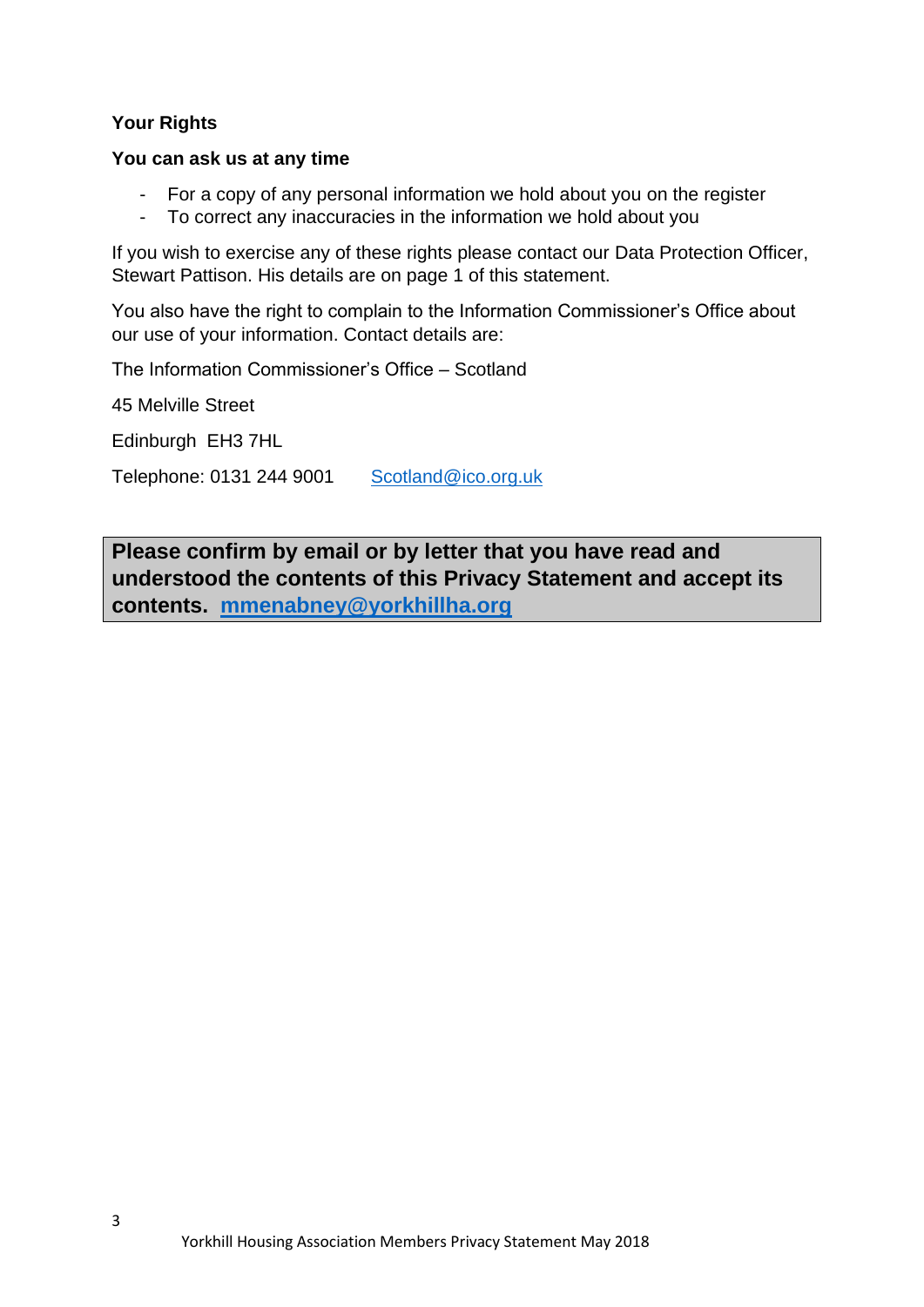**Your Rights**

**You can ask us at any time**

- For a copy of any personal information we hold about you on the register
- To correct any inaccuracies in the information we hold about you

If you wish to exercise any of these rights please contact our Data Protection Officer, Stewart Pattison. His details are on page 1 of this statement.

You also have the right to complain to the Information Commissioner's Office about our use of your information. Contact details are:

The Information Commissioner's Office – Scotland

45 Melville Street

Edinburgh EH3 7HL

Telephone: 0131 244 9001 Scotland@ico.org.uk

**Please confirm by email or by letter that you have read and understood the contents of this Privacy Statement and accept its contents. mmenabney@yorkhillha.org**